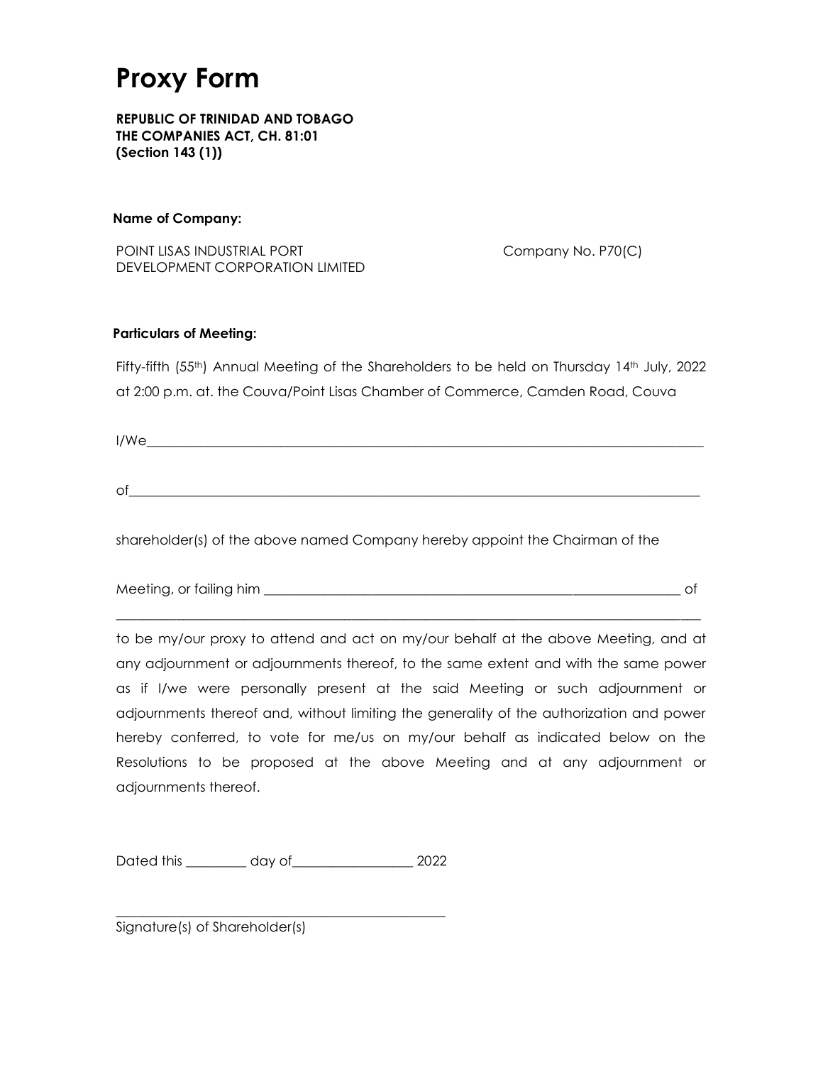# Proxy Form

**REPUBLIC OF TRINIDAD AND TOBAGO**
**THE COMPANIES ACT, CH. 81:01**
**(Section 143 (1))**

**Name of Company:**

POINT LISAS INDUSTRIAL PORT DEVELOPMENT CORPORATION LIMITED

Company No. P70(C)

**Particulars of Meeting:**

Fifty-fifth (55th) Annual Meeting of the Shareholders to be held on Thursday 14th July, 2022 at 2:00 p.m. at. the Couva/Point Lisas Chamber of Commerce, Camden Road, Couva

I/We_______________________________________________________________________________

of_________________________________________________________________________________

shareholder(s) of the above named Company hereby appoint the Chairman of the

Meeting, or failing him ______________________________________________________ of

___________________________________________________________________________________

to be my/our proxy to attend and act on my/our behalf at the above Meeting, and at any adjournment or adjournments thereof, to the same extent and with the same power as if I/we were personally present at the said Meeting or such adjournment or adjournments thereof and, without limiting the generality of the authorization and power hereby conferred, to vote for me/us on my/our behalf as indicated below on the Resolutions to be proposed at the above Meeting and at any adjournment or adjournments thereof.

Dated this _________ day of__________________ 2022

__________________________________________________
Signature(s) of Shareholder(s)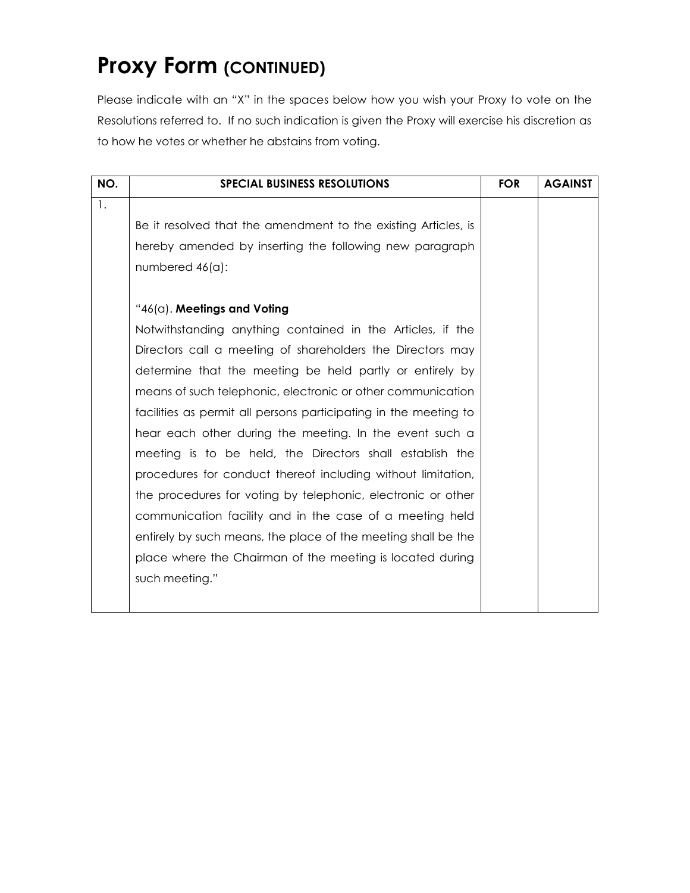# Proxy Form (CONTINUED)

Please indicate with an "X" in the spaces below how you wish your Proxy to vote on the Resolutions referred to. If no such indication is given the Proxy will exercise his discretion as to how he votes or whether he abstains from voting.

| NO. | SPECIAL BUSINESS RESOLUTIONS | FOR | AGAINST |
|---|---|---|---|
| 1. | Be it resolved that the amendment to the existing Articles, is hereby amended by inserting the following new paragraph numbered 46(a):<br><br>"46(a). **Meetings and Voting**<br>Notwithstanding anything contained in the Articles, if the Directors call a meeting of shareholders the Directors may determine that the meeting be held partly or entirely by means of such telephonic, electronic or other communication facilities as permit all persons participating in the meeting to hear each other during the meeting. In the event such a meeting is to be held, the Directors shall establish the procedures for conduct thereof including without limitation, the procedures for voting by telephonic, electronic or other communication facility and in the case of a meeting held entirely by such means, the place of the meeting shall be the place where the Chairman of the meeting is located during such meeting." | | |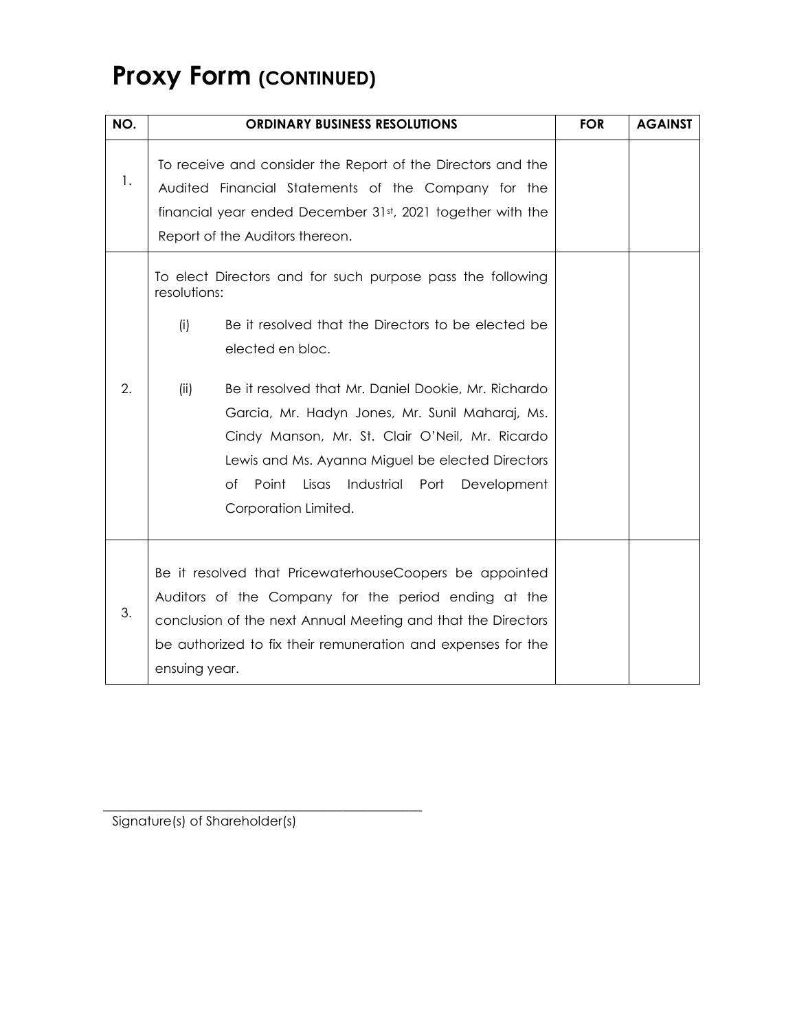# Proxy Form (CONTINUED)

| NO. | ORDINARY BUSINESS RESOLUTIONS | FOR | AGAINST |
|---|---|---|---|
| 1. | To receive and consider the Report of the Directors and the Audited Financial Statements of the Company for the financial year ended December 31st, 2021 together with the Report of the Auditors thereon. | | |
| 2. | To elect Directors and for such purpose pass the following resolutions:<br><br>(i) Be it resolved that the Directors to be elected be elected en bloc.<br><br>(ii) Be it resolved that Mr. Daniel Dookie, Mr. Richardo Garcia, Mr. Hadyn Jones, Mr. Sunil Maharaj, Ms. Cindy Manson, Mr. St. Clair O'Neil, Mr. Ricardo Lewis and Ms. Ayanna Miguel be elected Directors of Point Lisas Industrial Port Development Corporation Limited. | | |
| 3. | Be it resolved that PricewaterhouseCoopers be appointed Auditors of the Company for the period ending at the conclusion of the next Annual Meeting and that the Directors be authorized to fix their remuneration and expenses for the ensuing year. | | |

\_\_\_\_\_\_\_\_\_\_\_\_\_\_\_\_\_\_\_\_\_\_\_\_\_\_\_\_\_\_\_\_\_\_\_\_\_\_\_\_

Signature(s) of Shareholder(s)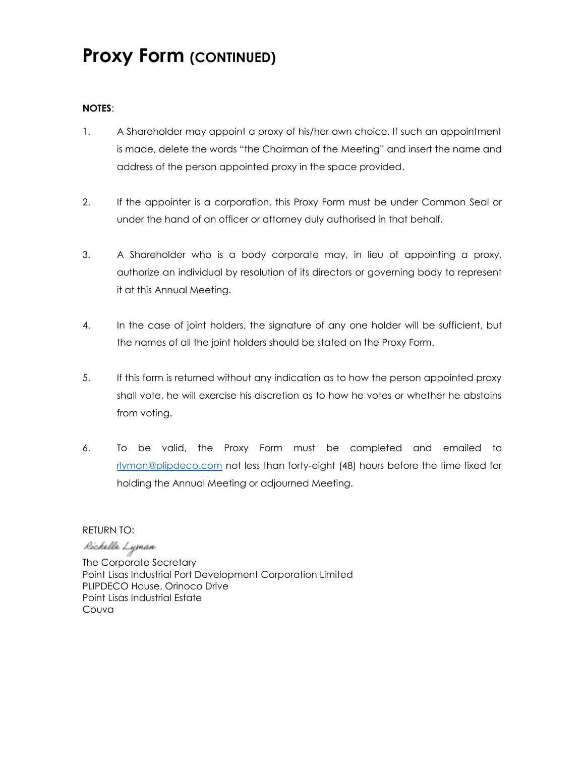# Proxy Form (CONTINUED)

**NOTES**:

1. A Shareholder may appoint a proxy of his/her own choice. If such an appointment is made, delete the words "the Chairman of the Meeting" and insert the name and address of the person appointed proxy in the space provided.

2. If the appointer is a corporation, this Proxy Form must be under Common Seal or under the hand of an officer or attorney duly authorised in that behalf.

3. A Shareholder who is a body corporate may, in lieu of appointing a proxy, authorize an individual by resolution of its directors or governing body to represent it at this Annual Meeting.

4. In the case of joint holders, the signature of any one holder will be sufficient, but the names of all the joint holders should be stated on the Proxy Form.

5. If this form is returned without any indication as to how the person appointed proxy shall vote, he will exercise his discretion as to how he votes or whether he abstains from voting.

6. To be valid, the Proxy Form must be completed and emailed to rlyman@plipdeco.com not less than forty-eight (48) hours before the time fixed for holding the Annual Meeting or adjourned Meeting.

RETURN TO:

Richelle Lyman

The Corporate Secretary
Point Lisas Industrial Port Development Corporation Limited
PLIPDECO House, Orinoco Drive
Point Lisas Industrial Estate
Couva